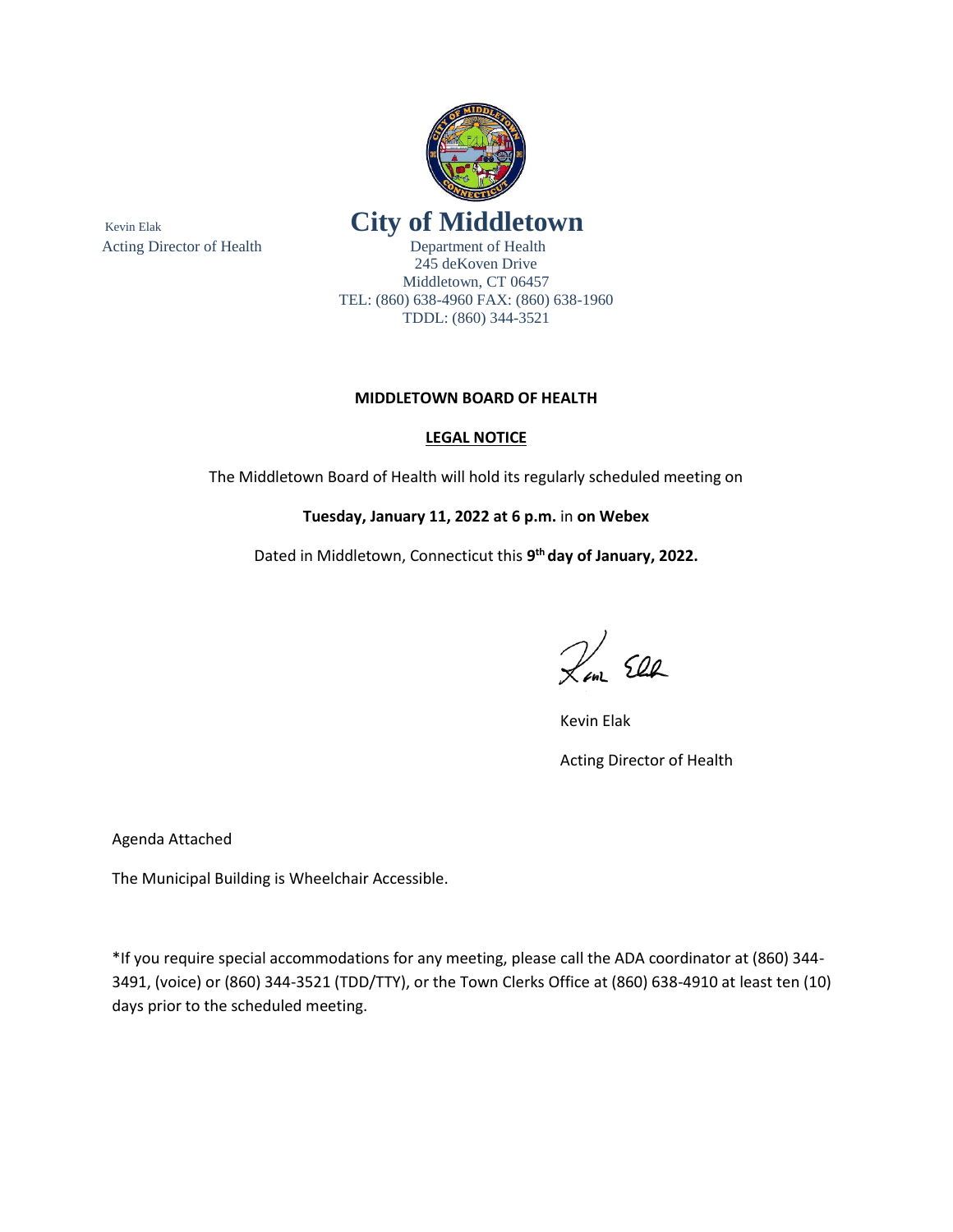Kevin Elak
Acting Director of Health

# City of Middletown

Department of Health
245 deKoven Drive
Middletown, CT 06457
TEL: (860) 638-4960 FAX: (860) 638-1960
TDDL: (860) 344-3521

**MIDDLETOWN BOARD OF HEALTH**

**LEGAL NOTICE**

The Middletown Board of Health will hold its regularly scheduled meeting on

**Tuesday, January 11, 2022 at 6 p.m.** in **on Webex**

Dated in Middletown, Connecticut this **9th day of January, 2022.**

Kevin Elak

Acting Director of Health

Agenda Attached

The Municipal Building is Wheelchair Accessible.

*If you require special accommodations for any meeting, please call the ADA coordinator at (860) 344-3491, (voice) or (860) 344-3521 (TDD/TTY), or the Town Clerks Office at (860) 638-4910 at least ten (10) days prior to the scheduled meeting.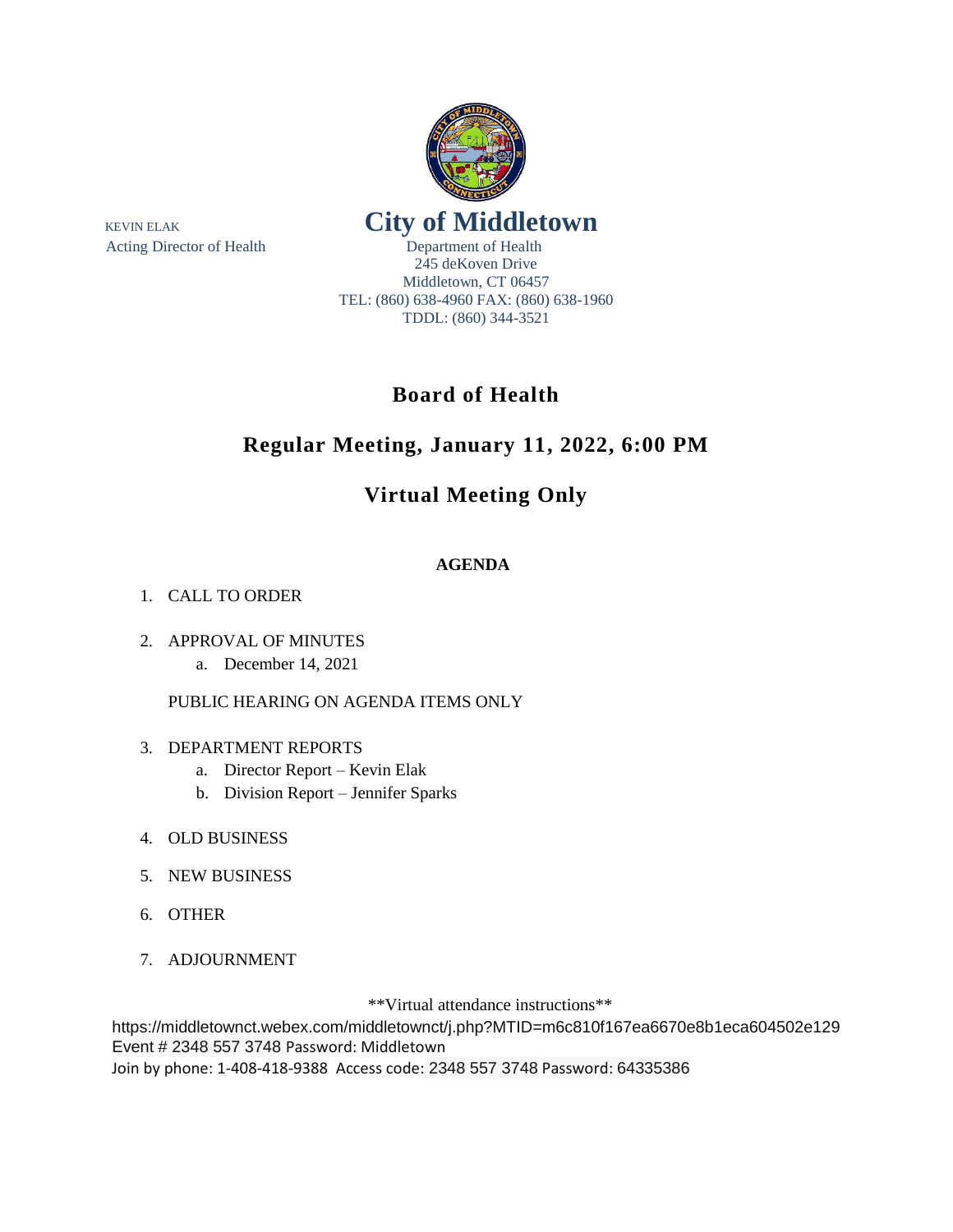KEVIN ELAK
Acting Director of Health

# City of Middletown

Department of Health
245 deKoven Drive
Middletown, CT 06457
TEL: (860) 638-4960 FAX: (860) 638-1960
TDDL: (860) 344-3521

## Board of Health

## Regular Meeting, January 11, 2022, 6:00 PM

## Virtual Meeting Only

**AGENDA**

1. CALL TO ORDER

2. APPROVAL OF MINUTES
   a. December 14, 2021

   PUBLIC HEARING ON AGENDA ITEMS ONLY

3. DEPARTMENT REPORTS
   a. Director Report – Kevin Elak
   b. Division Report – Jennifer Sparks

4. OLD BUSINESS

5. NEW BUSINESS

6. OTHER

7. ADJOURNMENT

**Virtual attendance instructions**

https://middletownct.webex.com/middletownct/j.php?MTID=m6c810f167ea6670e8b1eca604502e129
Event # 2348 557 3748 Password: Middletown
Join by phone: 1-408-418-9388 Access code: 2348 557 3748 Password: 64335386